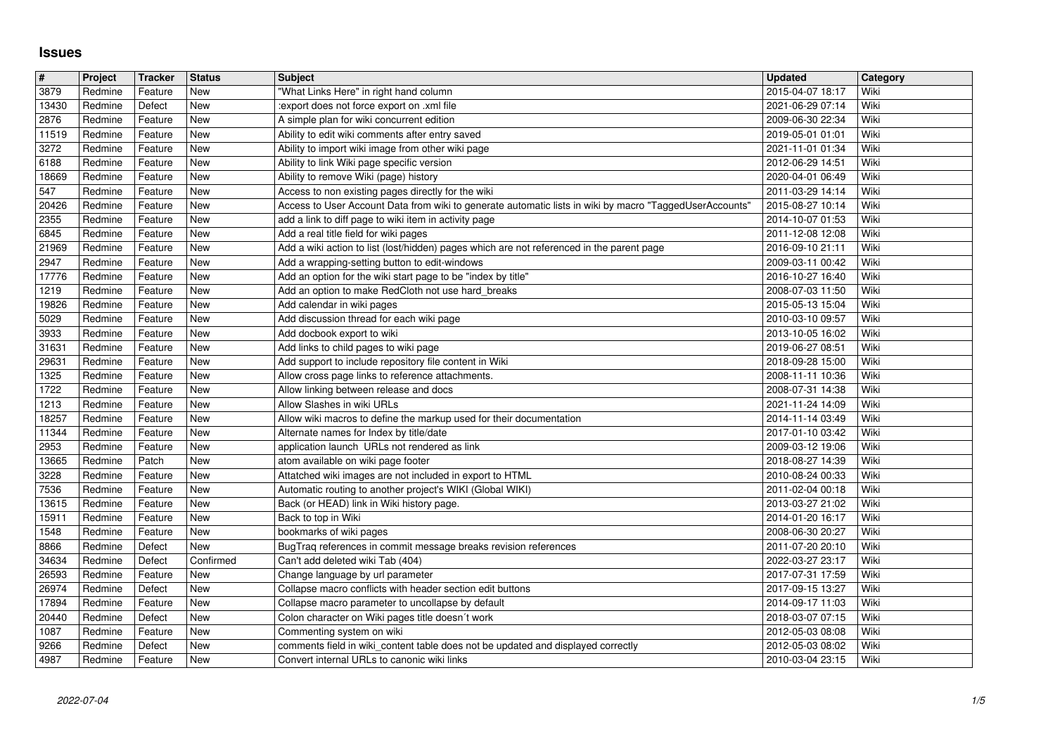# Issues

| # | Project | Tracker | Status | Subject | Updated | Category |
|---|---|---|---|---|---|---|
| 3879 | Redmine | Feature | New | "What Links Here" in right hand column | 2015-04-07 18:17 | Wiki |
| 13430 | Redmine | Defect | New | :export does not force export on .xml file | 2021-06-29 07:14 | Wiki |
| 2876 | Redmine | Feature | New | A simple plan for wiki concurrent edition | 2009-06-30 22:34 | Wiki |
| 11519 | Redmine | Feature | New | Ability to edit wiki comments after entry saved | 2019-05-01 01:01 | Wiki |
| 3272 | Redmine | Feature | New | Ability to import wiki image from other wiki page | 2021-11-01 01:34 | Wiki |
| 6188 | Redmine | Feature | New | Ability to link Wiki page specific version | 2012-06-29 14:51 | Wiki |
| 18669 | Redmine | Feature | New | Ability to remove Wiki (page) history | 2020-04-01 06:49 | Wiki |
| 547 | Redmine | Feature | New | Access to non existing pages directly for the wiki | 2011-03-29 14:14 | Wiki |
| 20426 | Redmine | Feature | New | Access to User Account Data from wiki to generate automatic lists in wiki by macro "TaggedUserAccounts" | 2015-08-27 10:14 | Wiki |
| 2355 | Redmine | Feature | New | add a link to diff page to wiki item in activity page | 2014-10-07 01:53 | Wiki |
| 6845 | Redmine | Feature | New | Add a real title field for wiki pages | 2011-12-08 12:08 | Wiki |
| 21969 | Redmine | Feature | New | Add a wiki action to list (lost/hidden) pages which are not referenced in the parent page | 2016-09-10 21:11 | Wiki |
| 2947 | Redmine | Feature | New | Add a wrapping-setting button to edit-windows | 2009-03-11 00:42 | Wiki |
| 17776 | Redmine | Feature | New | Add an option for the wiki start page to be "index by title" | 2016-10-27 16:40 | Wiki |
| 1219 | Redmine | Feature | New | Add an option to make RedCloth not use hard_breaks | 2008-07-03 11:50 | Wiki |
| 19826 | Redmine | Feature | New | Add calendar in wiki pages | 2015-05-13 15:04 | Wiki |
| 5029 | Redmine | Feature | New | Add discussion thread for each wiki page | 2010-03-10 09:57 | Wiki |
| 3933 | Redmine | Feature | New | Add docbook export to wiki | 2013-10-05 16:02 | Wiki |
| 31631 | Redmine | Feature | New | Add links to child pages to wiki page | 2019-06-27 08:51 | Wiki |
| 29631 | Redmine | Feature | New | Add support to include repository file content in Wiki | 2018-09-28 15:00 | Wiki |
| 1325 | Redmine | Feature | New | Allow cross page links to reference attachments. | 2008-11-11 10:36 | Wiki |
| 1722 | Redmine | Feature | New | Allow linking between release and docs | 2008-07-31 14:38 | Wiki |
| 1213 | Redmine | Feature | New | Allow Slashes in wiki URLs | 2021-11-24 14:09 | Wiki |
| 18257 | Redmine | Feature | New | Allow wiki macros to define the markup used for their documentation | 2014-11-14 03:49 | Wiki |
| 11344 | Redmine | Feature | New | Alternate names for Index by title/date | 2017-01-10 03:42 | Wiki |
| 2953 | Redmine | Feature | New | application launch URLs not rendered as link | 2009-03-12 19:06 | Wiki |
| 13665 | Redmine | Patch | New | atom available on wiki page footer | 2018-08-27 14:39 | Wiki |
| 3228 | Redmine | Feature | New | Attatched wiki images are not included in export to HTML | 2010-08-24 00:33 | Wiki |
| 7536 | Redmine | Feature | New | Automatic routing to another project's WIKI (Global WIKI) | 2011-02-04 00:18 | Wiki |
| 13615 | Redmine | Feature | New | Back (or HEAD) link in Wiki history page. | 2013-03-27 21:02 | Wiki |
| 15911 | Redmine | Feature | New | Back to top in Wiki | 2014-01-20 16:17 | Wiki |
| 1548 | Redmine | Feature | New | bookmarks of wiki pages | 2008-06-30 20:27 | Wiki |
| 8866 | Redmine | Defect | New | BugTraq references in commit message breaks revision references | 2011-07-20 20:10 | Wiki |
| 34634 | Redmine | Defect | Confirmed | Can't add deleted wiki Tab (404) | 2022-03-27 23:17 | Wiki |
| 26593 | Redmine | Feature | New | Change language by url parameter | 2017-07-31 17:59 | Wiki |
| 26974 | Redmine | Defect | New | Collapse macro conflicts with header section edit buttons | 2017-09-15 13:27 | Wiki |
| 17894 | Redmine | Feature | New | Collapse macro parameter to uncollapse by default | 2014-09-17 11:03 | Wiki |
| 20440 | Redmine | Defect | New | Colon character on Wiki pages title doesn´t work | 2018-03-07 07:15 | Wiki |
| 1087 | Redmine | Feature | New | Commenting system on wiki | 2012-05-03 08:08 | Wiki |
| 9266 | Redmine | Defect | New | comments field in wiki_content table does not be updated and displayed correctly | 2012-05-03 08:02 | Wiki |
| 4987 | Redmine | Feature | New | Convert internal URLs to canonic wiki links | 2010-03-04 23:15 | Wiki |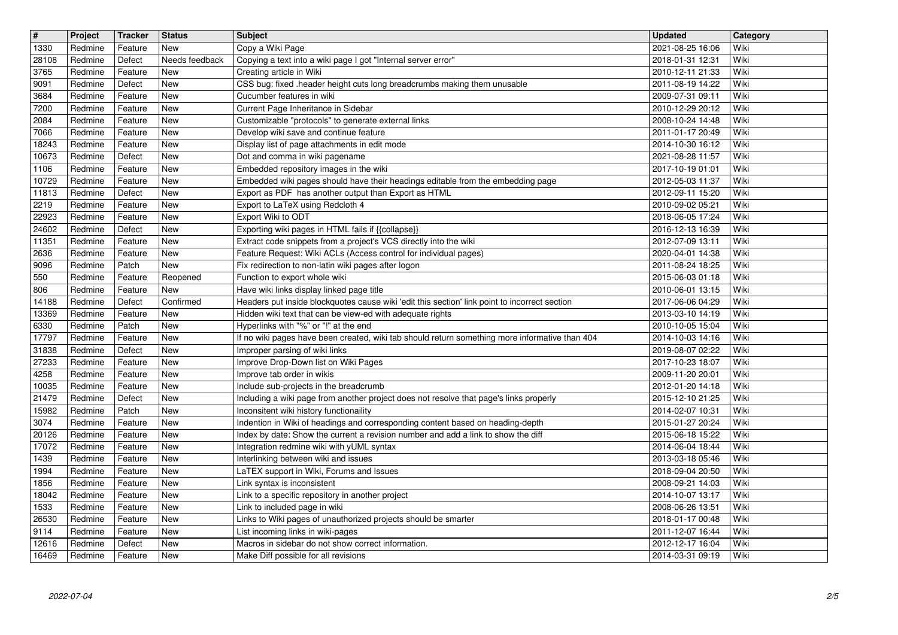| # | Project | Tracker | Status | Subject | Updated | Category |
|---|---|---|---|---|---|---|
| 1330 | Redmine | Feature | New | Copy a Wiki Page | 2021-08-25 16:06 | Wiki |
| 28108 | Redmine | Defect | Needs feedback | Copying a text into a wiki page I got "Internal server error" | 2018-01-31 12:31 | Wiki |
| 3765 | Redmine | Feature | New | Creating article in Wiki | 2010-12-11 21:33 | Wiki |
| 9091 | Redmine | Defect | New | CSS bug: fixed .header height cuts long breadcrumbs making them unusable | 2011-08-19 14:22 | Wiki |
| 3684 | Redmine | Feature | New | Cucumber features in wiki | 2009-07-31 09:11 | Wiki |
| 7200 | Redmine | Feature | New | Current Page Inheritance in Sidebar | 2010-12-29 20:12 | Wiki |
| 2084 | Redmine | Feature | New | Customizable "protocols" to generate external links | 2008-10-24 14:48 | Wiki |
| 7066 | Redmine | Feature | New | Develop wiki save and continue feature | 2011-01-17 20:49 | Wiki |
| 18243 | Redmine | Feature | New | Display list of page attachments in edit mode | 2014-10-30 16:12 | Wiki |
| 10673 | Redmine | Defect | New | Dot and comma in wiki pagename | 2021-08-28 11:57 | Wiki |
| 1106 | Redmine | Feature | New | Embedded repository images in the wiki | 2017-10-19 01:01 | Wiki |
| 10729 | Redmine | Feature | New | Embedded wiki pages should have their headings editable from the embedding page | 2012-05-03 11:37 | Wiki |
| 11813 | Redmine | Defect | New | Export as PDF has another output than Export as HTML | 2012-09-11 15:20 | Wiki |
| 2219 | Redmine | Feature | New | Export to LaTeX using Redcloth 4 | 2010-09-02 05:21 | Wiki |
| 22923 | Redmine | Feature | New | Export Wiki to ODT | 2018-06-05 17:24 | Wiki |
| 24602 | Redmine | Defect | New | Exporting wiki pages in HTML fails if {{collapse}} | 2016-12-13 16:39 | Wiki |
| 11351 | Redmine | Feature | New | Extract code snippets from a project's VCS directly into the wiki | 2012-07-09 13:11 | Wiki |
| 2636 | Redmine | Feature | New | Feature Request: Wiki ACLs (Access control for individual pages) | 2020-04-01 14:38 | Wiki |
| 9096 | Redmine | Patch | New | Fix redirection to non-latin wiki pages after logon | 2011-08-24 18:25 | Wiki |
| 550 | Redmine | Feature | Reopened | Function to export whole wiki | 2015-06-03 01:18 | Wiki |
| 806 | Redmine | Feature | New | Have wiki links display linked page title | 2010-06-01 13:15 | Wiki |
| 14188 | Redmine | Defect | Confirmed | Headers put inside blockquotes cause wiki 'edit this section' link point to incorrect section | 2017-06-06 04:29 | Wiki |
| 13369 | Redmine | Feature | New | Hidden wiki text that can be view-ed with adequate rights | 2013-03-10 14:19 | Wiki |
| 6330 | Redmine | Patch | New | Hyperlinks with "%" or "!" at the end | 2010-10-05 15:04 | Wiki |
| 17797 | Redmine | Feature | New | If no wiki pages have been created, wiki tab should return something more informative than 404 | 2014-10-03 14:16 | Wiki |
| 31838 | Redmine | Defect | New | Improper parsing of wiki links | 2019-08-07 02:22 | Wiki |
| 27233 | Redmine | Feature | New | Improve Drop-Down list on Wiki Pages | 2017-10-23 18:07 | Wiki |
| 4258 | Redmine | Feature | New | Improve tab order in wikis | 2009-11-20 20:01 | Wiki |
| 10035 | Redmine | Feature | New | Include sub-projects in the breadcrumb | 2012-01-20 14:18 | Wiki |
| 21479 | Redmine | Defect | New | Including a wiki page from another project does not resolve that page's links properly | 2015-12-10 21:25 | Wiki |
| 15982 | Redmine | Patch | New | Inconsitent wiki history functionaility | 2014-02-07 10:31 | Wiki |
| 3074 | Redmine | Feature | New | Indention in Wiki of headings and corresponding content based on heading-depth | 2015-01-27 20:24 | Wiki |
| 20126 | Redmine | Feature | New | Index by date: Show the current a revision number and add a link to show the diff | 2015-06-18 15:22 | Wiki |
| 17072 | Redmine | Feature | New | Integration redmine wiki with yUML syntax | 2014-06-04 18:44 | Wiki |
| 1439 | Redmine | Feature | New | Interlinking between wiki and issues | 2013-03-18 05:46 | Wiki |
| 1994 | Redmine | Feature | New | LaTEX support in Wiki, Forums and Issues | 2018-09-04 20:50 | Wiki |
| 1856 | Redmine | Feature | New | Link syntax is inconsistent | 2008-09-21 14:03 | Wiki |
| 18042 | Redmine | Feature | New | Link to a specific repository in another project | 2014-10-07 13:17 | Wiki |
| 1533 | Redmine | Feature | New | Link to included page in wiki | 2008-06-26 13:51 | Wiki |
| 26530 | Redmine | Feature | New | Links to Wiki pages of unauthorized projects should be smarter | 2018-01-17 00:48 | Wiki |
| 9114 | Redmine | Feature | New | List incoming links in wiki-pages | 2011-12-07 16:44 | Wiki |
| 12616 | Redmine | Defect | New | Macros in sidebar do not show correct information. | 2012-12-17 16:04 | Wiki |
| 16469 | Redmine | Feature | New | Make Diff possible for all revisions | 2014-03-31 09:19 | Wiki |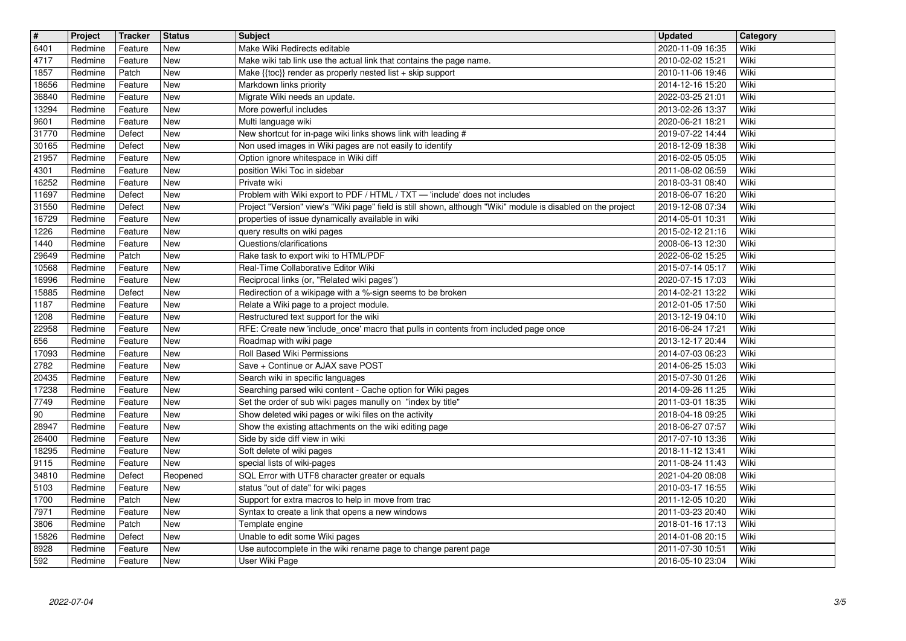| # | Project | Tracker | Status | Subject | Updated | Category |
|---|---|---|---|---|---|---|
| 6401 | Redmine | Feature | New | Make Wiki Redirects editable | 2020-11-09 16:35 | Wiki |
| 4717 | Redmine | Feature | New | Make wiki tab link use the actual link that contains the page name. | 2010-02-02 15:21 | Wiki |
| 1857 | Redmine | Patch | New | Make {{toc}} render as properly nested list + skip support | 2010-11-06 19:46 | Wiki |
| 18656 | Redmine | Feature | New | Markdown links priority | 2014-12-16 15:20 | Wiki |
| 36840 | Redmine | Feature | New | Migrate Wiki needs an update. | 2022-03-25 21:01 | Wiki |
| 13294 | Redmine | Feature | New | More powerful includes | 2013-02-26 13:37 | Wiki |
| 9601 | Redmine | Feature | New | Multi language wiki | 2020-06-21 18:21 | Wiki |
| 31770 | Redmine | Defect | New | New shortcut for in-page wiki links shows link with leading # | 2019-07-22 14:44 | Wiki |
| 30165 | Redmine | Defect | New | Non used images in Wiki pages are not easily to identify | 2018-12-09 18:38 | Wiki |
| 21957 | Redmine | Feature | New | Option ignore whitespace in Wiki diff | 2016-02-05 05:05 | Wiki |
| 4301 | Redmine | Feature | New | position Wiki Toc in sidebar | 2011-08-02 06:59 | Wiki |
| 16252 | Redmine | Feature | New | Private wiki | 2018-03-31 08:40 | Wiki |
| 11697 | Redmine | Defect | New | Problem with Wiki export to PDF / HTML / TXT — 'include' does not includes | 2018-06-07 16:20 | Wiki |
| 31550 | Redmine | Defect | New | Project "Version" view's "Wiki page" field is still shown, although "Wiki" module is disabled on the project | 2019-12-08 07:34 | Wiki |
| 16729 | Redmine | Feature | New | properties of issue dynamically available in wiki | 2014-05-01 10:31 | Wiki |
| 1226 | Redmine | Feature | New | query results on wiki pages | 2015-02-12 21:16 | Wiki |
| 1440 | Redmine | Feature | New | Questions/clarifications | 2008-06-13 12:30 | Wiki |
| 29649 | Redmine | Patch | New | Rake task to export wiki to HTML/PDF | 2022-06-02 15:25 | Wiki |
| 10568 | Redmine | Feature | New | Real-Time Collaborative Editor Wiki | 2015-07-14 05:17 | Wiki |
| 16996 | Redmine | Feature | New | Reciprocal links (or, "Related wiki pages") | 2020-07-15 17:03 | Wiki |
| 15885 | Redmine | Defect | New | Redirection of a wikipage with a %-sign seems to be broken | 2014-02-21 13:22 | Wiki |
| 1187 | Redmine | Feature | New | Relate a Wiki page to a project module. | 2012-01-05 17:50 | Wiki |
| 1208 | Redmine | Feature | New | Restructured text support for the wiki | 2013-12-19 04:10 | Wiki |
| 22958 | Redmine | Feature | New | RFE: Create new 'include_once' macro that pulls in contents from included page once | 2016-06-24 17:21 | Wiki |
| 656 | Redmine | Feature | New | Roadmap with wiki page | 2013-12-17 20:44 | Wiki |
| 17093 | Redmine | Feature | New | Roll Based Wiki Permissions | 2014-07-03 06:23 | Wiki |
| 2782 | Redmine | Feature | New | Save + Continue or AJAX save POST | 2014-06-25 15:03 | Wiki |
| 20435 | Redmine | Feature | New | Search wiki in specific languages | 2015-07-30 01:26 | Wiki |
| 17238 | Redmine | Feature | New | Searching parsed wiki content - Cache option for Wiki pages | 2014-09-26 11:25 | Wiki |
| 7749 | Redmine | Feature | New | Set the order of sub wiki pages manully on "index by title" | 2011-03-01 18:35 | Wiki |
| 90 | Redmine | Feature | New | Show deleted wiki pages or wiki files on the activity | 2018-04-18 09:25 | Wiki |
| 28947 | Redmine | Feature | New | Show the existing attachments on the wiki editing page | 2018-06-27 07:57 | Wiki |
| 26400 | Redmine | Feature | New | Side by side diff view in wiki | 2017-07-10 13:36 | Wiki |
| 18295 | Redmine | Feature | New | Soft delete of wiki pages | 2018-11-12 13:41 | Wiki |
| 9115 | Redmine | Feature | New | special lists of wiki-pages | 2011-08-24 11:43 | Wiki |
| 34810 | Redmine | Defect | Reopened | SQL Error with UTF8 character greater or equals | 2021-04-20 08:08 | Wiki |
| 5103 | Redmine | Feature | New | status "out of date" for wiki pages | 2010-03-17 16:55 | Wiki |
| 1700 | Redmine | Patch | New | Support for extra macros to help in move from trac | 2011-12-05 10:20 | Wiki |
| 7971 | Redmine | Feature | New | Syntax to create a link that opens a new windows | 2011-03-23 20:40 | Wiki |
| 3806 | Redmine | Patch | New | Template engine | 2018-01-16 17:13 | Wiki |
| 15826 | Redmine | Defect | New | Unable to edit some Wiki pages | 2014-01-08 20:15 | Wiki |
| 8928 | Redmine | Feature | New | Use autocomplete in the wiki rename page to change parent page | 2011-07-30 10:51 | Wiki |
| 592 | Redmine | Feature | New | User Wiki Page | 2016-05-10 23:04 | Wiki |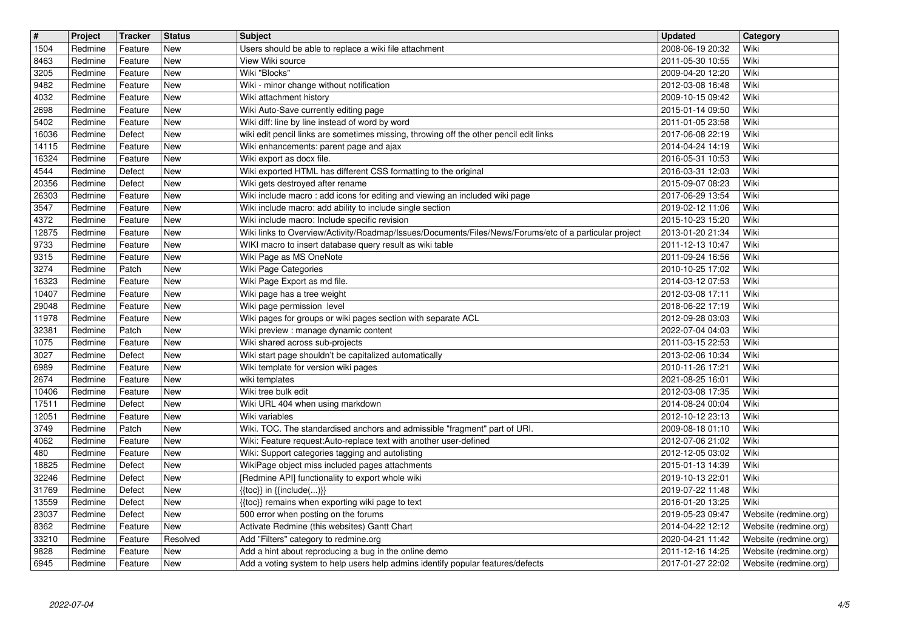| # | Project | Tracker | Status | Subject | Updated | Category |
| --- | --- | --- | --- | --- | --- | --- |
| 1504 | Redmine | Feature | New | Users should be able to replace a wiki file attachment | 2008-06-19 20:32 | Wiki |
| 8463 | Redmine | Feature | New | View Wiki source | 2011-05-30 10:55 | Wiki |
| 3205 | Redmine | Feature | New | Wiki "Blocks" | 2009-04-20 12:20 | Wiki |
| 9482 | Redmine | Feature | New | Wiki - minor change without notification | 2012-03-08 16:48 | Wiki |
| 4032 | Redmine | Feature | New | Wiki attachment history | 2009-10-15 09:42 | Wiki |
| 2698 | Redmine | Feature | New | Wiki Auto-Save currently editing page | 2015-01-14 09:50 | Wiki |
| 5402 | Redmine | Feature | New | Wiki diff: line by line instead of word by word | 2011-01-05 23:58 | Wiki |
| 16036 | Redmine | Defect | New | wiki edit pencil links are sometimes missing, throwing off the other pencil edit links | 2017-06-08 22:19 | Wiki |
| 14115 | Redmine | Feature | New | Wiki enhancements: parent page and ajax | 2014-04-24 14:19 | Wiki |
| 16324 | Redmine | Feature | New | Wiki export as docx file. | 2016-05-31 10:53 | Wiki |
| 4544 | Redmine | Defect | New | Wiki exported HTML has different CSS formatting to the original | 2016-03-31 12:03 | Wiki |
| 20356 | Redmine | Defect | New | Wiki gets destroyed after rename | 2015-09-07 08:23 | Wiki |
| 26303 | Redmine | Feature | New | Wiki include macro : add icons for editing and viewing an included wiki page | 2017-06-29 13:54 | Wiki |
| 3547 | Redmine | Feature | New | Wiki include macro: add ability to include single section | 2019-02-12 11:06 | Wiki |
| 4372 | Redmine | Feature | New | Wiki include macro: Include specific revision | 2015-10-23 15:20 | Wiki |
| 12875 | Redmine | Feature | New | Wiki links to Overview/Activity/Roadmap/Issues/Documents/Files/News/Forums/etc of a particular project | 2013-01-20 21:34 | Wiki |
| 9733 | Redmine | Feature | New | WIKI macro to insert database query result as wiki table | 2011-12-13 10:47 | Wiki |
| 9315 | Redmine | Feature | New | Wiki Page as MS OneNote | 2011-09-24 16:56 | Wiki |
| 3274 | Redmine | Patch | New | Wiki Page Categories | 2010-10-25 17:02 | Wiki |
| 16323 | Redmine | Feature | New | Wiki Page Export as md file. | 2014-03-12 07:53 | Wiki |
| 10407 | Redmine | Feature | New | Wiki page has a tree weight | 2012-03-08 17:11 | Wiki |
| 29048 | Redmine | Feature | New | Wiki page permission level | 2018-06-22 17:19 | Wiki |
| 11978 | Redmine | Feature | New | Wiki pages for groups or wiki pages section with separate ACL | 2012-09-28 03:03 | Wiki |
| 32381 | Redmine | Patch | New | Wiki preview : manage dynamic content | 2022-07-04 04:03 | Wiki |
| 1075 | Redmine | Feature | New | Wiki shared across sub-projects | 2011-03-15 22:53 | Wiki |
| 3027 | Redmine | Defect | New | Wiki start page shouldn't be capitalized automatically | 2013-02-06 10:34 | Wiki |
| 6989 | Redmine | Feature | New | Wiki template for version wiki pages | 2010-11-26 17:21 | Wiki |
| 2674 | Redmine | Feature | New | wiki templates | 2021-08-25 16:01 | Wiki |
| 10406 | Redmine | Feature | New | Wiki tree bulk edit | 2012-03-08 17:35 | Wiki |
| 17511 | Redmine | Defect | New | Wiki URL 404 when using markdown | 2014-08-24 00:04 | Wiki |
| 12051 | Redmine | Feature | New | Wiki variables | 2012-10-12 23:13 | Wiki |
| 3749 | Redmine | Patch | New | Wiki. TOC. The standardised anchors and admissible "fragment" part of URI. | 2009-08-18 01:10 | Wiki |
| 4062 | Redmine | Feature | New | Wiki: Feature request:Auto-replace text with another user-defined | 2012-07-06 21:02 | Wiki |
| 480 | Redmine | Feature | New | Wiki: Support categories tagging and autolisting | 2012-12-05 03:02 | Wiki |
| 18825 | Redmine | Defect | New | WikiPage object miss included pages attachments | 2015-01-13 14:39 | Wiki |
| 32246 | Redmine | Defect | New | [Redmine API] functionality to export whole wiki | 2019-10-13 22:01 | Wiki |
| 31769 | Redmine | Defect | New | {{toc}} in {{include(...)}} | 2019-07-22 11:48 | Wiki |
| 13559 | Redmine | Defect | New | {{toc}} remains when exporting wiki page to text | 2016-01-20 13:25 | Wiki |
| 23037 | Redmine | Defect | New | 500 error when posting on the forums | 2019-05-23 09:47 | Website (redmine.org) |
| 8362 | Redmine | Feature | New | Activate Redmine (this websites) Gantt Chart | 2014-04-22 12:12 | Website (redmine.org) |
| 33210 | Redmine | Feature | Resolved | Add "Filters" category to redmine.org | 2020-04-21 11:42 | Website (redmine.org) |
| 9828 | Redmine | Feature | New | Add a hint about reproducing a bug in the online demo | 2011-12-16 14:25 | Website (redmine.org) |
| 6945 | Redmine | Feature | New | Add a voting system to help users help admins identify popular features/defects | 2017-01-27 22:02 | Website (redmine.org) |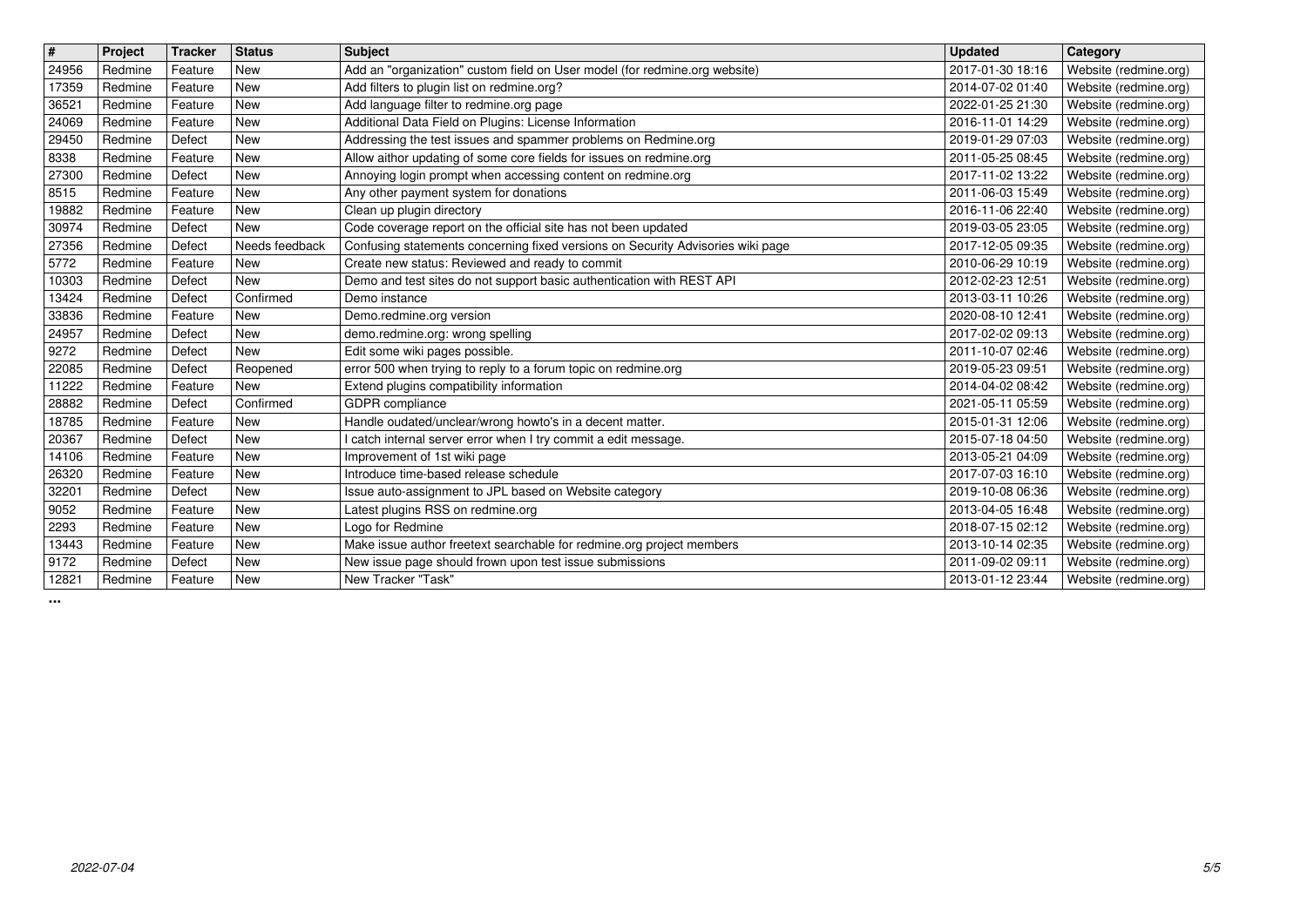| # | Project | Tracker | Status | Subject | Updated | Category |
|---|---|---|---|---|---|---|
| 24956 | Redmine | Feature | New | Add an "organization" custom field on User model (for redmine.org website) | 2017-01-30 18:16 | Website (redmine.org) |
| 17359 | Redmine | Feature | New | Add filters to plugin list on redmine.org? | 2014-07-02 01:40 | Website (redmine.org) |
| 36521 | Redmine | Feature | New | Add language filter to redmine.org page | 2022-01-25 21:30 | Website (redmine.org) |
| 24069 | Redmine | Feature | New | Additional Data Field on Plugins: License Information | 2016-11-01 14:29 | Website (redmine.org) |
| 29450 | Redmine | Defect | New | Addressing the test issues and spammer problems on Redmine.org | 2019-01-29 07:03 | Website (redmine.org) |
| 8338 | Redmine | Feature | New | Allow aithor updating of some core fields for issues on redmine.org | 2011-05-25 08:45 | Website (redmine.org) |
| 27300 | Redmine | Defect | New | Annoying login prompt when accessing content on redmine.org | 2017-11-02 13:22 | Website (redmine.org) |
| 8515 | Redmine | Feature | New | Any other payment system for donations | 2011-06-03 15:49 | Website (redmine.org) |
| 19882 | Redmine | Feature | New | Clean up plugin directory | 2016-11-06 22:40 | Website (redmine.org) |
| 30974 | Redmine | Defect | New | Code coverage report on the official site has not been updated | 2019-03-05 23:05 | Website (redmine.org) |
| 27356 | Redmine | Defect | Needs feedback | Confusing statements concerning fixed versions on Security Advisories wiki page | 2017-12-05 09:35 | Website (redmine.org) |
| 5772 | Redmine | Feature | New | Create new status: Reviewed and ready to commit | 2010-06-29 10:19 | Website (redmine.org) |
| 10303 | Redmine | Defect | New | Demo and test sites do not support basic authentication with REST API | 2012-02-23 12:51 | Website (redmine.org) |
| 13424 | Redmine | Defect | Confirmed | Demo instance | 2013-03-11 10:26 | Website (redmine.org) |
| 33836 | Redmine | Feature | New | Demo.redmine.org version | 2020-08-10 12:41 | Website (redmine.org) |
| 24957 | Redmine | Defect | New | demo.redmine.org: wrong spelling | 2017-02-02 09:13 | Website (redmine.org) |
| 9272 | Redmine | Defect | New | Edit some wiki pages possible. | 2011-10-07 02:46 | Website (redmine.org) |
| 22085 | Redmine | Defect | Reopened | error 500 when trying to reply to a forum topic on redmine.org | 2019-05-23 09:51 | Website (redmine.org) |
| 11222 | Redmine | Feature | New | Extend plugins compatibility information | 2014-04-02 08:42 | Website (redmine.org) |
| 28882 | Redmine | Defect | Confirmed | GDPR compliance | 2021-05-11 05:59 | Website (redmine.org) |
| 18785 | Redmine | Feature | New | Handle oudated/unclear/wrong howto's in a decent matter. | 2015-01-31 12:06 | Website (redmine.org) |
| 20367 | Redmine | Defect | New | I catch internal server error when I try commit a edit message. | 2015-07-18 04:50 | Website (redmine.org) |
| 14106 | Redmine | Feature | New | Improvement of 1st wiki page | 2013-05-21 04:09 | Website (redmine.org) |
| 26320 | Redmine | Feature | New | Introduce time-based release schedule | 2017-07-03 16:10 | Website (redmine.org) |
| 32201 | Redmine | Defect | New | Issue auto-assignment to JPL based on Website category | 2019-10-08 06:36 | Website (redmine.org) |
| 9052 | Redmine | Feature | New | Latest plugins RSS on redmine.org | 2013-04-05 16:48 | Website (redmine.org) |
| 2293 | Redmine | Feature | New | Logo for Redmine | 2018-07-15 02:12 | Website (redmine.org) |
| 13443 | Redmine | Feature | New | Make issue author freetext searchable for redmine.org project members | 2013-10-14 02:35 | Website (redmine.org) |
| 9172 | Redmine | Defect | New | New issue page should frown upon test issue submissions | 2011-09-02 09:11 | Website (redmine.org) |
| 12821 | Redmine | Feature | New | New Tracker "Task" | 2013-01-12 23:44 | Website (redmine.org) |

...